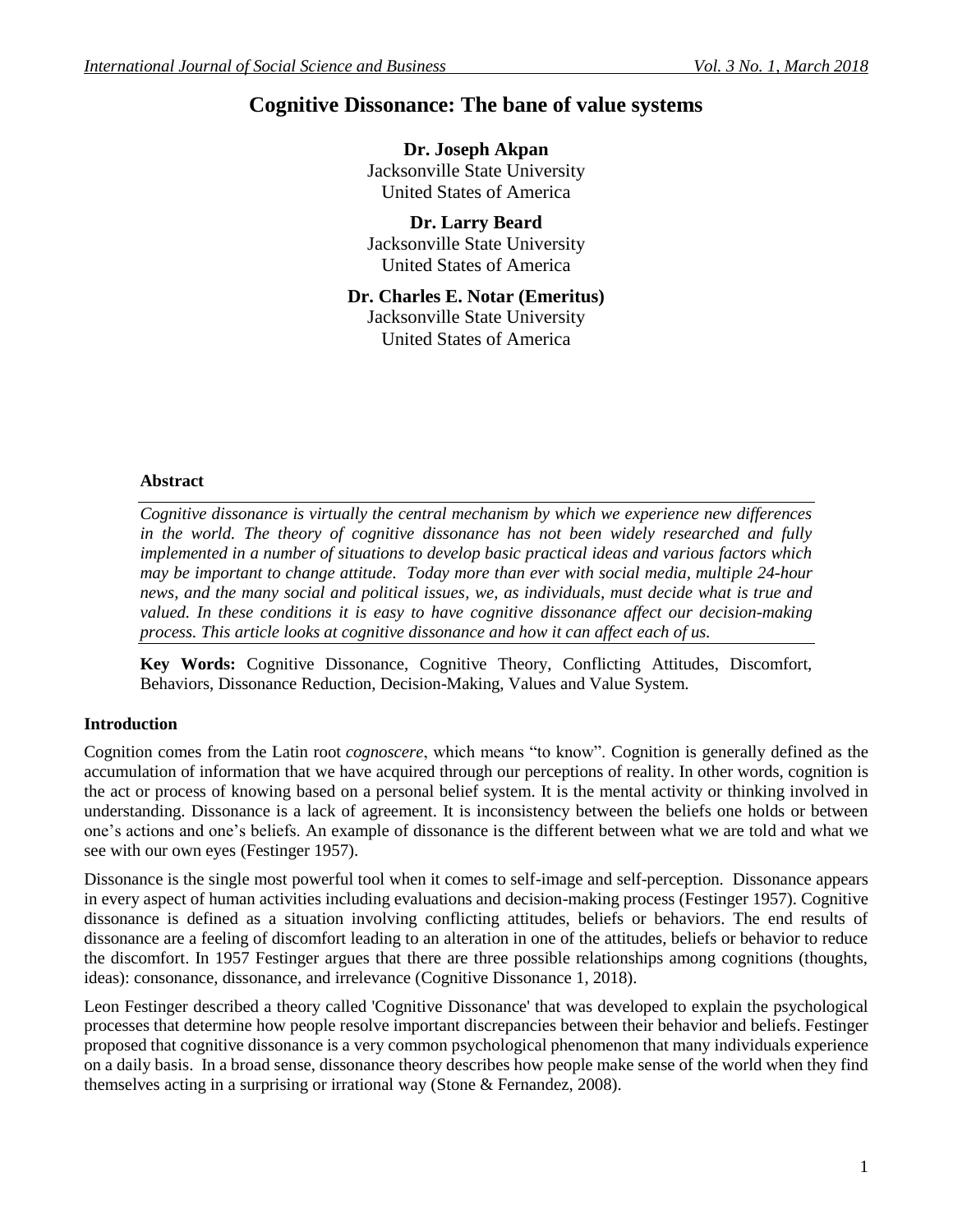# Cognitive Dissonance: The bane of value systems

**Dr. Joseph Akpan**
Jacksonville State University
United States of America

**Dr. Larry Beard**
Jacksonville State University
United States of America

**Dr. Charles E. Notar (Emeritus)**
Jacksonville State University
United States of America

### Abstract

*Cognitive dissonance is virtually the central mechanism by which we experience new differences in the world. The theory of cognitive dissonance has not been widely researched and fully implemented in a number of situations to develop basic practical ideas and various factors which may be important to change attitude. Today more than ever with social media, multiple 24-hour news, and the many social and political issues, we, as individuals, must decide what is true and valued. In these conditions it is easy to have cognitive dissonance affect our decision-making process. This article looks at cognitive dissonance and how it can affect each of us.*

**Key Words:** Cognitive Dissonance, Cognitive Theory, Conflicting Attitudes, Discomfort, Behaviors, Dissonance Reduction, Decision-Making, Values and Value System.

## Introduction

Cognition comes from the Latin root *cognoscere*, which means "to know". Cognition is generally defined as the accumulation of information that we have acquired through our perceptions of reality. In other words, cognition is the act or process of knowing based on a personal belief system. It is the mental activity or thinking involved in understanding. Dissonance is a lack of agreement. It is inconsistency between the beliefs one holds or between one's actions and one's beliefs. An example of dissonance is the different between what we are told and what we see with our own eyes (Festinger 1957).

Dissonance is the single most powerful tool when it comes to self-image and self-perception. Dissonance appears in every aspect of human activities including evaluations and decision-making process (Festinger 1957). Cognitive dissonance is defined as a situation involving conflicting attitudes, beliefs or behaviors. The end results of dissonance are a feeling of discomfort leading to an alteration in one of the attitudes, beliefs or behavior to reduce the discomfort. In 1957 Festinger argues that there are three possible relationships among cognitions (thoughts, ideas): consonance, dissonance, and irrelevance (Cognitive Dissonance 1, 2018).

Leon Festinger described a theory called 'Cognitive Dissonance' that was developed to explain the psychological processes that determine how people resolve important discrepancies between their behavior and beliefs. Festinger proposed that cognitive dissonance is a very common psychological phenomenon that many individuals experience on a daily basis. In a broad sense, dissonance theory describes how people make sense of the world when they find themselves acting in a surprising or irrational way (Stone & Fernandez, 2008).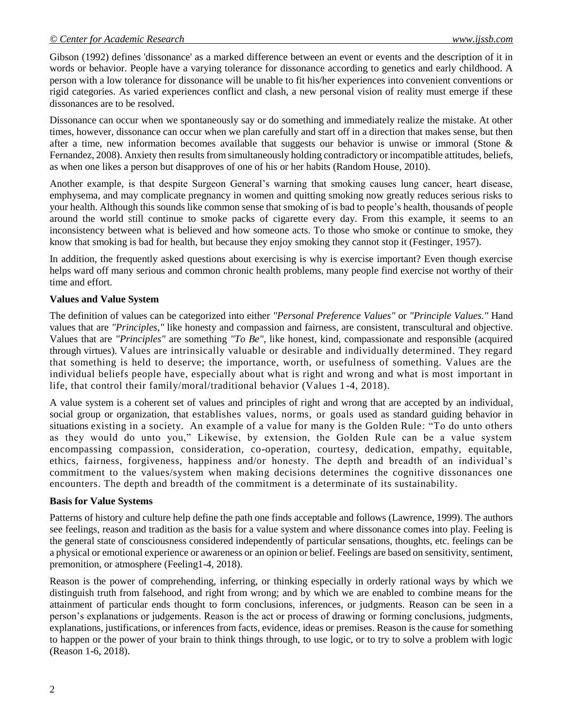Gibson (1992) defines 'dissonance' as a marked difference between an event or events and the description of it in words or behavior. People have a varying tolerance for dissonance according to genetics and early childhood. A person with a low tolerance for dissonance will be unable to fit his/her experiences into convenient conventions or rigid categories. As varied experiences conflict and clash, a new personal vision of reality must emerge if these dissonances are to be resolved.

Dissonance can occur when we spontaneously say or do something and immediately realize the mistake. At other times, however, dissonance can occur when we plan carefully and start off in a direction that makes sense, but then after a time, new information becomes available that suggests our behavior is unwise or immoral (Stone & Fernandez, 2008). Anxiety then results from simultaneously holding contradictory or incompatible attitudes, beliefs, as when one likes a person but disapproves of one of his or her habits (Random House, 2010).

Another example, is that despite Surgeon General's warning that smoking causes lung cancer, heart disease, emphysema, and may complicate pregnancy in women and quitting smoking now greatly reduces serious risks to your health. Although this sounds like common sense that smoking of is bad to people's health, thousands of people around the world still continue to smoke packs of cigarette every day. From this example, it seems to an inconsistency between what is believed and how someone acts. To those who smoke or continue to smoke, they know that smoking is bad for health, but because they enjoy smoking they cannot stop it (Festinger, 1957).

In addition, the frequently asked questions about exercising is why is exercise important? Even though exercise helps ward off many serious and common chronic health problems, many people find exercise not worthy of their time and effort.

**Values and Value System**

The definition of values can be categorized into either *"Personal Preference Values"* or *"Principle Values."* Hand values that are *"Principles,"* like honesty and compassion and fairness, are consistent, transcultural and objective. Values that are *"Principles"* are something *"To Be"*, like honest, kind, compassionate and responsible (acquired through virtues). Values are intrinsically valuable or desirable and individually determined. They regard that something is held to deserve; the importance, worth, or usefulness of something. Values are the individual beliefs people have, especially about what is right and wrong and what is most important in life, that control their family/moral/traditional behavior (Values 1-4, 2018).

A value system is a coherent set of values and principles of right and wrong that are accepted by an individual, social group or organization, that establishes values, norms, or goals used as standard guiding behavior in situations existing in a society. An example of a value for many is the Golden Rule: "To do unto others as they would do unto you," Likewise, by extension, the Golden Rule can be a value system encompassing compassion, consideration, co-operation, courtesy, dedication, empathy, equitable, ethics, fairness, forgiveness, happiness and/or honesty. The depth and breadth of an individual's commitment to the values/system when making decisions determines the cognitive dissonances one encounters. The depth and breadth of the commitment is a determinate of its sustainability.

**Basis for Value Systems**

Patterns of history and culture help define the path one finds acceptable and follows (Lawrence, 1999). The authors see feelings, reason and tradition as the basis for a value system and where dissonance comes into play. Feeling is the general state of consciousness considered independently of particular sensations, thoughts, etc. feelings can be a physical or emotional experience or awareness or an opinion or belief. Feelings are based on sensitivity, sentiment, premonition, or atmosphere (Feeling1-4, 2018).

Reason is the power of comprehending, inferring, or thinking especially in orderly rational ways by which we distinguish truth from falsehood, and right from wrong; and by which we are enabled to combine means for the attainment of particular ends thought to form conclusions, inferences, or judgments. Reason can be seen in a person's explanations or judgements. Reason is the act or process of drawing or forming conclusions, judgments, explanations, justifications, or inferences from facts, evidence, ideas or premises. Reason is the cause for something to happen or the power of your brain to think things through, to use logic, or to try to solve a problem with logic (Reason 1-6, 2018).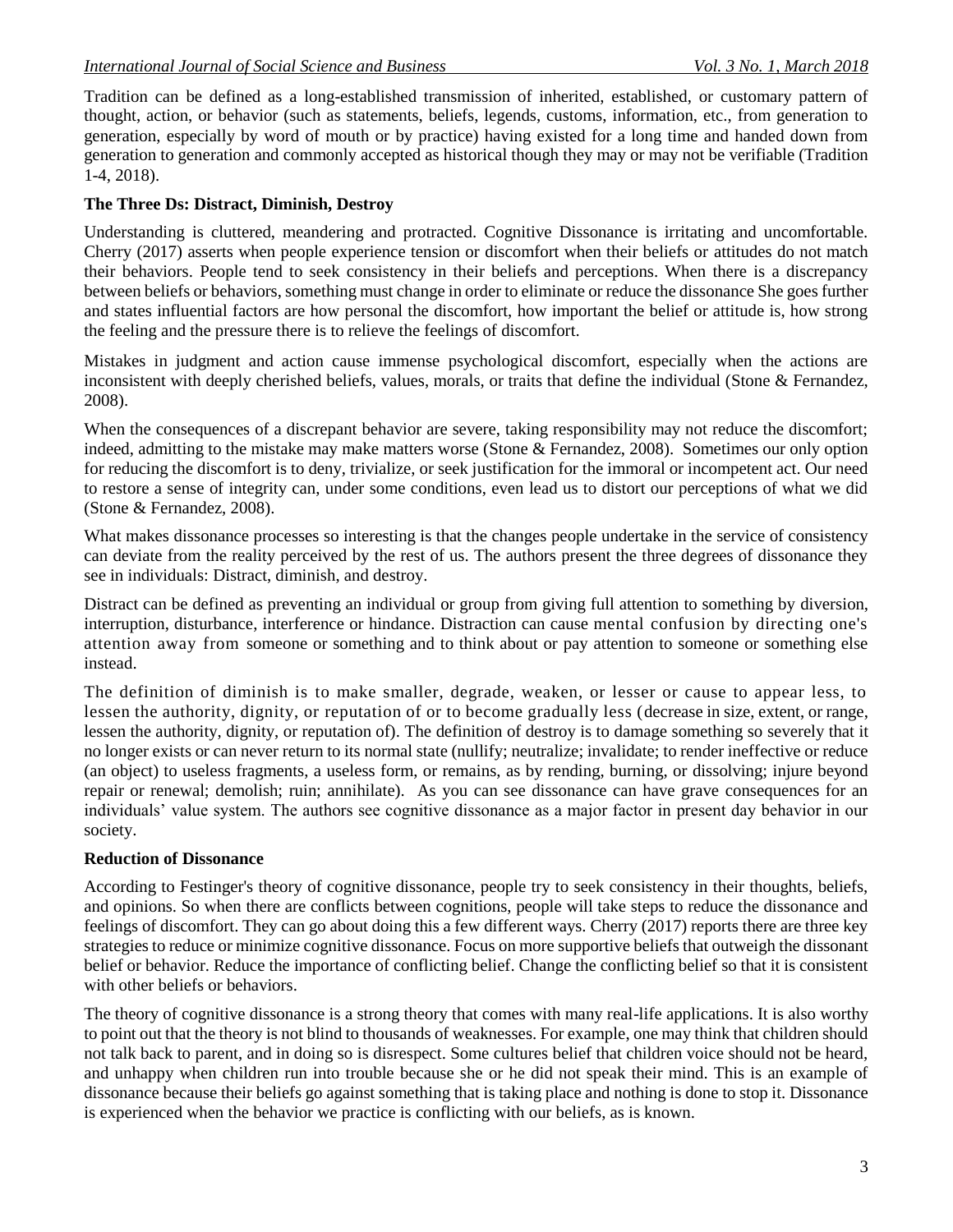Tradition can be defined as a long-established transmission of inherited, established, or customary pattern of thought, action, or behavior (such as statements, beliefs, legends, customs, information, etc., from generation to generation, especially by word of mouth or by practice) having existed for a long time and handed down from generation to generation and commonly accepted as historical though they may or may not be verifiable (Tradition 1-4, 2018).

**The Three Ds: Distract, Diminish, Destroy**

Understanding is cluttered, meandering and protracted. Cognitive Dissonance is irritating and uncomfortable. Cherry (2017) asserts when people experience tension or discomfort when their beliefs or attitudes do not match their behaviors. People tend to seek consistency in their beliefs and perceptions. When there is a discrepancy between beliefs or behaviors, something must change in order to eliminate or reduce the dissonance She goes further and states influential factors are how personal the discomfort, how important the belief or attitude is, how strong the feeling and the pressure there is to relieve the feelings of discomfort.

Mistakes in judgment and action cause immense psychological discomfort, especially when the actions are inconsistent with deeply cherished beliefs, values, morals, or traits that define the individual (Stone & Fernandez, 2008).

When the consequences of a discrepant behavior are severe, taking responsibility may not reduce the discomfort; indeed, admitting to the mistake may make matters worse (Stone & Fernandez, 2008). Sometimes our only option for reducing the discomfort is to deny, trivialize, or seek justification for the immoral or incompetent act. Our need to restore a sense of integrity can, under some conditions, even lead us to distort our perceptions of what we did (Stone & Fernandez, 2008).

What makes dissonance processes so interesting is that the changes people undertake in the service of consistency can deviate from the reality perceived by the rest of us. The authors present the three degrees of dissonance they see in individuals: Distract, diminish, and destroy.

Distract can be defined as preventing an individual or group from giving full attention to something by diversion, interruption, disturbance, interference or hindance. Distraction can cause mental confusion by directing one's attention away from someone or something and to think about or pay attention to someone or something else instead.

The definition of diminish is to make smaller, degrade, weaken, or lesser or cause to appear less, to lessen the authority, dignity, or reputation of or to become gradually less (decrease in size, extent, or range, lessen the authority, dignity, or reputation of). The definition of destroy is to damage something so severely that it no longer exists or can never return to its normal state (nullify; neutralize; invalidate; to render ineffective or reduce (an object) to useless fragments, a useless form, or remains, as by rending, burning, or dissolving; injure beyond repair or renewal; demolish; ruin; annihilate). As you can see dissonance can have grave consequences for an individuals' value system. The authors see cognitive dissonance as a major factor in present day behavior in our society.

**Reduction of Dissonance**

According to Festinger's theory of cognitive dissonance, people try to seek consistency in their thoughts, beliefs, and opinions. So when there are conflicts between cognitions, people will take steps to reduce the dissonance and feelings of discomfort. They can go about doing this a few different ways. Cherry (2017) reports there are three key strategies to reduce or minimize cognitive dissonance. Focus on more supportive beliefs that outweigh the dissonant belief or behavior. Reduce the importance of conflicting belief. Change the conflicting belief so that it is consistent with other beliefs or behaviors.

The theory of cognitive dissonance is a strong theory that comes with many real-life applications. It is also worthy to point out that the theory is not blind to thousands of weaknesses. For example, one may think that children should not talk back to parent, and in doing so is disrespect. Some cultures belief that children voice should not be heard, and unhappy when children run into trouble because she or he did not speak their mind. This is an example of dissonance because their beliefs go against something that is taking place and nothing is done to stop it. Dissonance is experienced when the behavior we practice is conflicting with our beliefs, as is known.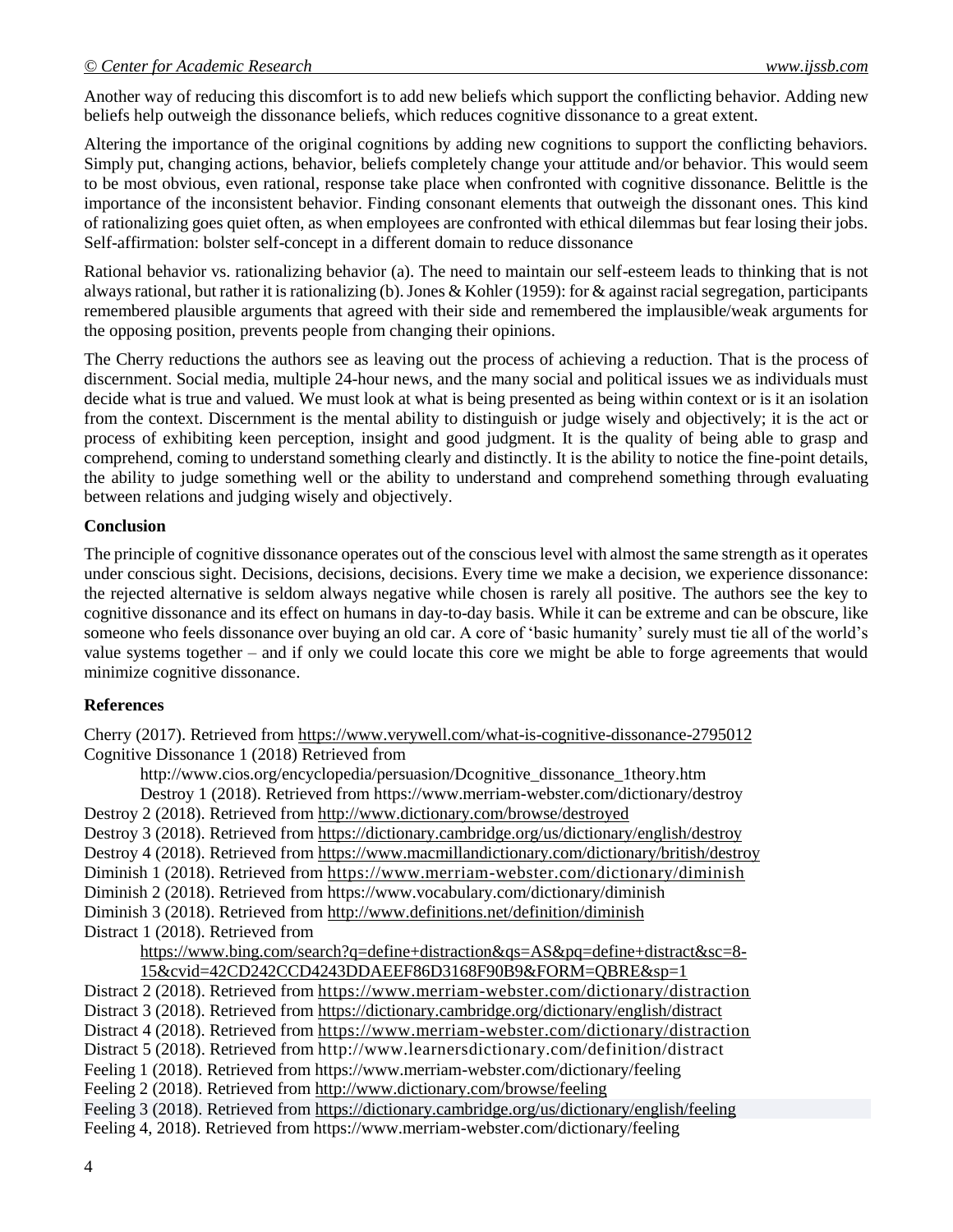Another way of reducing this discomfort is to add new beliefs which support the conflicting behavior. Adding new beliefs help outweigh the dissonance beliefs, which reduces cognitive dissonance to a great extent.

Altering the importance of the original cognitions by adding new cognitions to support the conflicting behaviors. Simply put, changing actions, behavior, beliefs completely change your attitude and/or behavior. This would seem to be most obvious, even rational, response take place when confronted with cognitive dissonance. Belittle is the importance of the inconsistent behavior. Finding consonant elements that outweigh the dissonant ones. This kind of rationalizing goes quiet often, as when employees are confronted with ethical dilemmas but fear losing their jobs. Self-affirmation: bolster self-concept in a different domain to reduce dissonance

Rational behavior vs. rationalizing behavior (a). The need to maintain our self-esteem leads to thinking that is not always rational, but rather it is rationalizing (b). Jones & Kohler (1959): for & against racial segregation, participants remembered plausible arguments that agreed with their side and remembered the implausible/weak arguments for the opposing position, prevents people from changing their opinions.

The Cherry reductions the authors see as leaving out the process of achieving a reduction. That is the process of discernment. Social media, multiple 24-hour news, and the many social and political issues we as individuals must decide what is true and valued. We must look at what is being presented as being within context or is it an isolation from the context. Discernment is the mental ability to distinguish or judge wisely and objectively; it is the act or process of exhibiting keen perception, insight and good judgment. It is the quality of being able to grasp and comprehend, coming to understand something clearly and distinctly. It is the ability to notice the fine-point details, the ability to judge something well or the ability to understand and comprehend something through evaluating between relations and judging wisely and objectively.

**Conclusion**

The principle of cognitive dissonance operates out of the conscious level with almost the same strength as it operates under conscious sight. Decisions, decisions, decisions. Every time we make a decision, we experience dissonance: the rejected alternative is seldom always negative while chosen is rarely all positive. The authors see the key to cognitive dissonance and its effect on humans in day-to-day basis. While it can be extreme and can be obscure, like someone who feels dissonance over buying an old car. A core of 'basic humanity' surely must tie all of the world's value systems together – and if only we could locate this core we might be able to forge agreements that would minimize cognitive dissonance.

**References**

Cherry (2017). Retrieved from https://www.verywell.com/what-is-cognitive-dissonance-2795012

Cognitive Dissonance 1 (2018) Retrieved from http://www.cios.org/encyclopedia/persuasion/Dcognitive_dissonance_1theory.htm

Destroy 1 (2018). Retrieved from https://www.merriam-webster.com/dictionary/destroy

Destroy 2 (2018). Retrieved from http://www.dictionary.com/browse/destroyed

Destroy 3 (2018). Retrieved from https://dictionary.cambridge.org/us/dictionary/english/destroy

Destroy 4 (2018). Retrieved from https://www.macmillandictionary.com/dictionary/british/destroy

Diminish 1 (2018). Retrieved from https://www.merriam-webster.com/dictionary/diminish

Diminish 2 (2018). Retrieved from https://www.vocabulary.com/dictionary/diminish

Diminish 3 (2018). Retrieved from http://www.definitions.net/definition/diminish

Distract 1 (2018). Retrieved from https://www.bing.com/search?q=define+distraction&qs=AS&pq=define+distract&sc=8-15&cvid=42CD242CCD4243DDAEEF86D3168F90B9&FORM=QBRE&sp=1

Distract 2 (2018). Retrieved from https://www.merriam-webster.com/dictionary/distraction

Distract 3 (2018). Retrieved from https://dictionary.cambridge.org/dictionary/english/distract

Distract 4 (2018). Retrieved from https://www.merriam-webster.com/dictionary/distraction

Distract 5 (2018). Retrieved from http://www.learnersdictionary.com/definition/distract

Feeling 1 (2018). Retrieved from https://www.merriam-webster.com/dictionary/feeling

Feeling 2 (2018). Retrieved from http://www.dictionary.com/browse/feeling

Feeling 3 (2018). Retrieved from https://dictionary.cambridge.org/us/dictionary/english/feeling

Feeling 4, 2018). Retrieved from https://www.merriam-webster.com/dictionary/feeling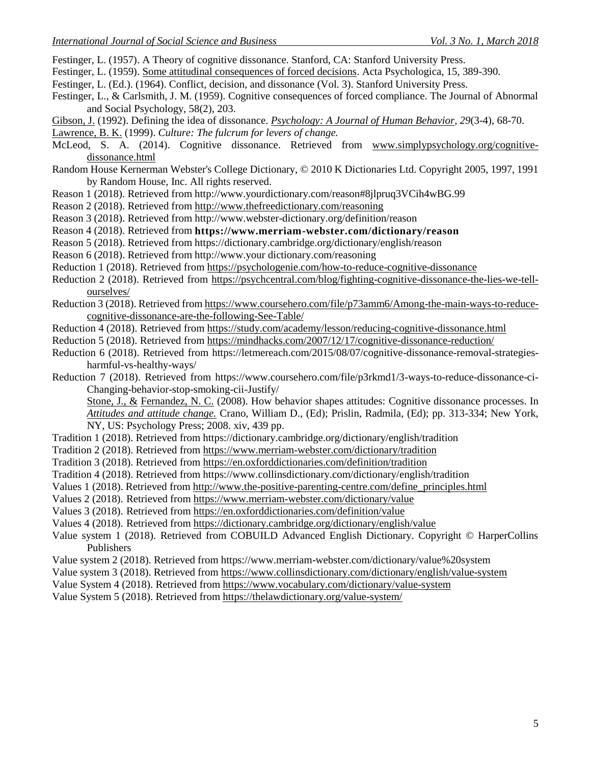Festinger, L. (1957). A Theory of cognitive dissonance. Stanford, CA: Stanford University Press.

Festinger, L. (1959). Some attitudinal consequences of forced decisions. Acta Psychologica, 15, 389-390.

Festinger, L. (Ed.). (1964). Conflict, decision, and dissonance (Vol. 3). Stanford University Press.

Festinger, L., & Carlsmith, J. M. (1959). Cognitive consequences of forced compliance. The Journal of Abnormal and Social Psychology, 58(2), 203.

Gibson, J. (1992). Defining the idea of dissonance. *Psychology: A Journal of Human Behavior, 29*(3-4), 68-70.

Lawrence, B. K. (1999). *Culture: The fulcrum for levers of change.*

McLeod, S. A. (2014). Cognitive dissonance. Retrieved from www.simplypsychology.org/cognitive-dissonance.html

Random House Kernerman Webster's College Dictionary, © 2010 K Dictionaries Ltd. Copyright 2005, 1997, 1991 by Random House, Inc. All rights reserved.

Reason 1 (2018). Retrieved from http://www.yourdictionary.com/reason#8jlpruq3VCih4wBG.99

Reason 2 (2018). Retrieved from http://www.thefreedictionary.com/reasoning

Reason 3 (2018). Retrieved from http://www.webster-dictionary.org/definition/reason

Reason 4 (2018). Retrieved from **https://www.merriam-webster.com/dictionary/reason**

Reason 5 (2018). Retrieved from https://dictionary.cambridge.org/dictionary/english/reason

Reason 6 (2018). Retrieved from http://www.your dictionary.com/reasoning

Reduction 1 (2018). Retrieved from https://psychologenie.com/how-to-reduce-cognitive-dissonance

Reduction 2 (2018). Retrieved from https://psychcentral.com/blog/fighting-cognitive-dissonance-the-lies-we-tell-ourselves/

Reduction 3 (2018). Retrieved from https://www.coursehero.com/file/p73amm6/Among-the-main-ways-to-reduce-cognitive-dissonance-are-the-following-See-Table/

Reduction 4 (2018). Retrieved from https://study.com/academy/lesson/reducing-cognitive-dissonance.html

Reduction 5 (2018). Retrieved from https://mindhacks.com/2007/12/17/cognitive-dissonance-reduction/

Reduction 6 (2018). Retrieved from https://letmereach.com/2015/08/07/cognitive-dissonance-removal-strategies-harmful-vs-healthy-ways/

Reduction 7 (2018). Retrieved from https://www.coursehero.com/file/p3rkmd1/3-ways-to-reduce-dissonance-ci-Changing-behavior-stop-smoking-cii-Justify/

Stone, J., & Fernandez, N. C. (2008). How behavior shapes attitudes: Cognitive dissonance processes. In *Attitudes and attitude change.* Crano, William D., (Ed); Prislin, Radmila, (Ed); pp. 313-334; New York, NY, US: Psychology Press; 2008. xiv, 439 pp.

Tradition 1 (2018). Retrieved from https://dictionary.cambridge.org/dictionary/english/tradition

Tradition 2 (2018). Retrieved from https://www.merriam-webster.com/dictionary/tradition

Tradition 3 (2018). Retrieved from https://en.oxforddictionaries.com/definition/tradition

Tradition 4 (2018). Retrieved from https://www.collinsdictionary.com/dictionary/english/tradition

Values 1 (2018). Retrieved from http://www.the-positive-parenting-centre.com/define_principles.html

Values 2 (2018). Retrieved from https://www.merriam-webster.com/dictionary/value

Values 3 (2018). Retrieved from https://en.oxforddictionaries.com/definition/value

Values 4 (2018). Retrieved from https://dictionary.cambridge.org/dictionary/english/value

Value system 1 (2018). Retrieved from COBUILD Advanced English Dictionary. Copyright © HarperCollins Publishers

Value system 2 (2018). Retrieved from https://www.merriam-webster.com/dictionary/value%20system

Value system 3 (2018). Retrieved from https://www.collinsdictionary.com/dictionary/english/value-system

Value System 4 (2018). Retrieved from https://www.vocabulary.com/dictionary/value-system

Value System 5 (2018). Retrieved from https://thelawdictionary.org/value-system/